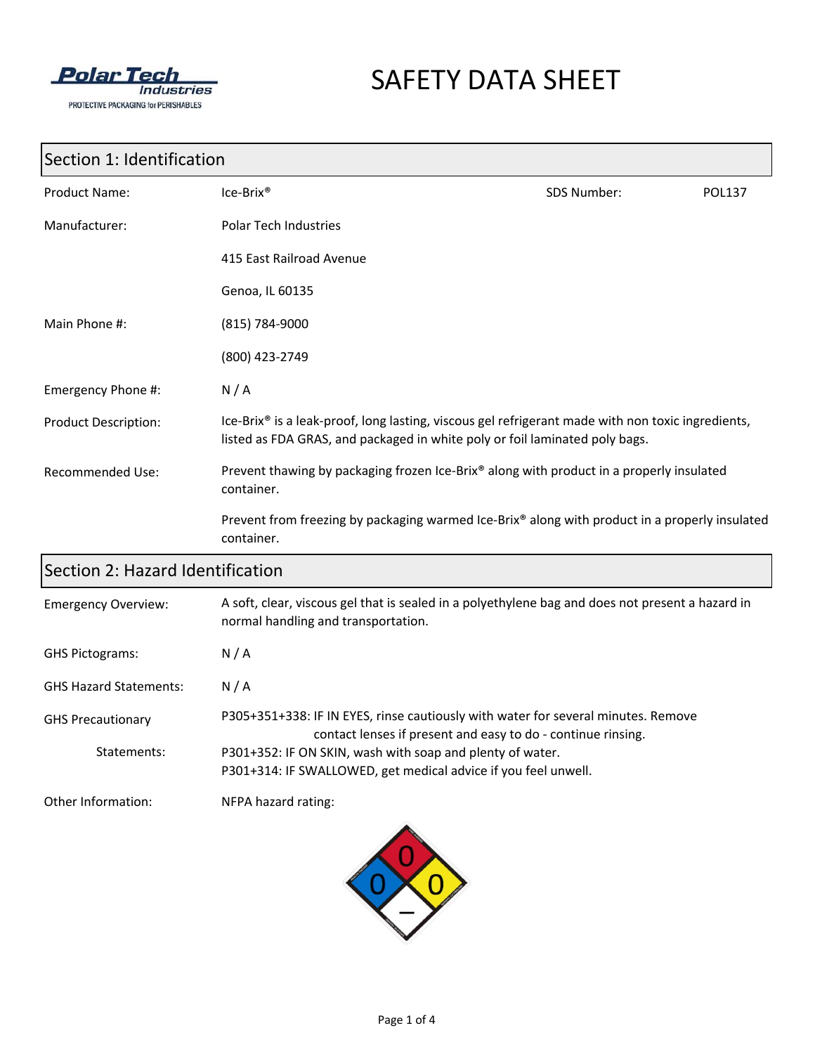PolarTech Industries
PROTECTIVE PACKAGING for PERISHABLES

# SAFETY DATA SHEET

## Section 1: Identification

| | | | |
|---|---|---|---|
| Product Name: | Ice-Brix® | SDS Number: | POL137 |
| Manufacturer: | Polar Tech Industries | | |
| | 415 East Railroad Avenue | | |
| | Genoa, IL 60135 | | |
| Main Phone #: | (815) 784-9000 | | |
| | (800) 423-2749 | | |
| Emergency Phone #: | N / A | | |
| Product Description: | Ice-Brix® is a leak-proof, long lasting, viscous gel refrigerant made with non toxic ingredients, listed as FDA GRAS, and packaged in white poly or foil laminated poly bags. | | |
| Recommended Use: | Prevent thawing by packaging frozen Ice-Brix® along with product in a properly insulated container. | | |
| | Prevent from freezing by packaging warmed Ice-Brix® along with product in a properly insulated container. | | |

## Section 2: Hazard Identification

| | |
|---|---|
| Emergency Overview: | A soft, clear, viscous gel that is sealed in a polyethylene bag and does not present a hazard in normal handling and transportation. |
| GHS Pictograms: | N / A |
| GHS Hazard Statements: | N / A |
| GHS Precautionary Statements: | P305+351+338: IF IN EYES, rinse cautiously with water for several minutes. Remove contact lenses if present and easy to do - continue rinsing.<br>P301+352: IF ON SKIN, wash with soap and plenty of water.<br>P301+314: IF SWALLOWED, get medical advice if you feel unwell. |
| Other Information: | NFPA hazard rating: |

NFPA: Health 0, Flammability 0, Instability 0, Special –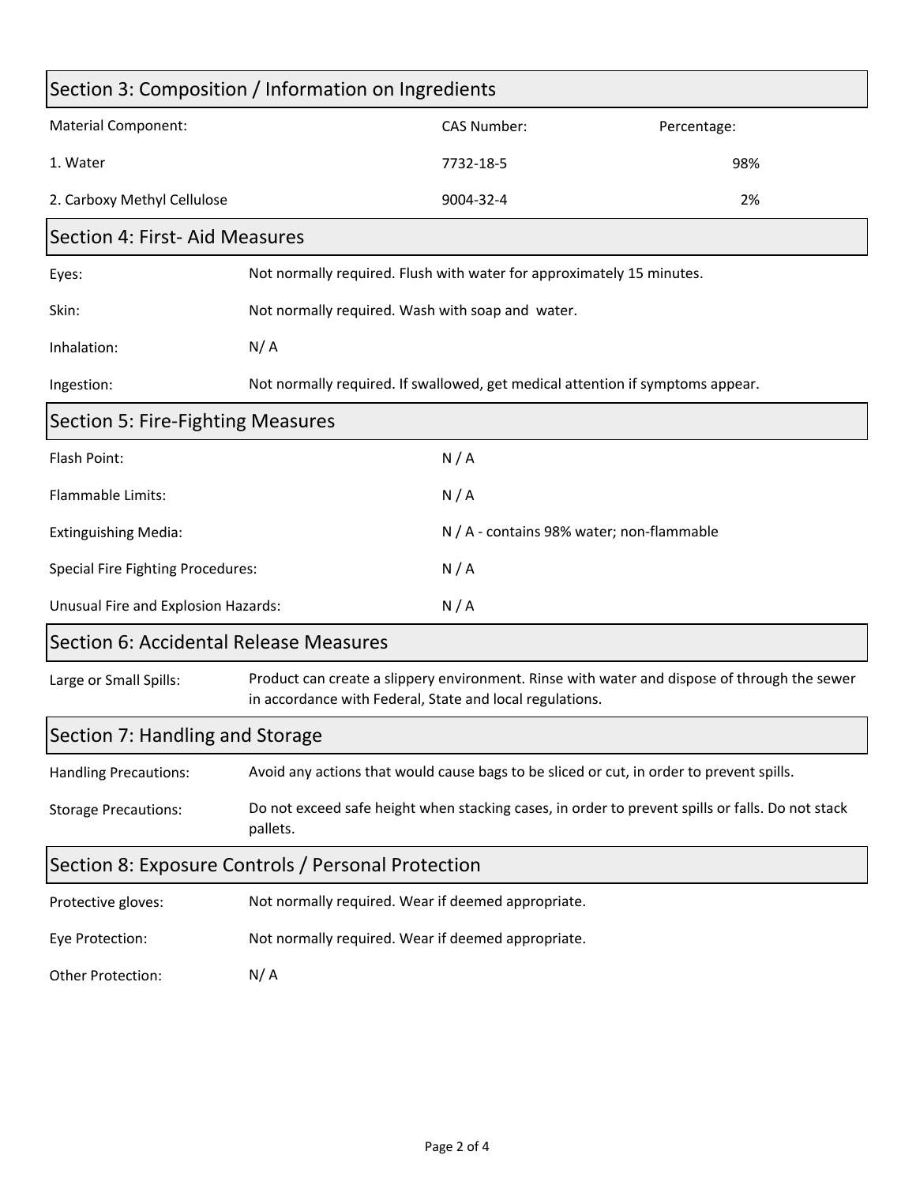## Section 3: Composition / Information on Ingredients

| Material Component: | CAS Number: | Percentage: |
| --- | --- | --- |
| 1. Water | 7732-18-5 | 98% |
| 2. Carboxy Methyl Cellulose | 9004-32-4 | 2% |

## Section 4: First- Aid Measures

| | |
| --- | --- |
| Eyes: | Not normally required. Flush with water for approximately 15 minutes. |
| Skin: | Not normally required. Wash with soap and water. |
| Inhalation: | N/ A |
| Ingestion: | Not normally required. If swallowed, get medical attention if symptoms appear. |

## Section 5: Fire-Fighting Measures

| | |
| --- | --- |
| Flash Point: | N / A |
| Flammable Limits: | N / A |
| Extinguishing Media: | N / A - contains 98% water; non-flammable |
| Special Fire Fighting Procedures: | N / A |
| Unusual Fire and Explosion Hazards: | N / A |

## Section 6: Accidental Release Measures

| | |
| --- | --- |
| Large or Small Spills: | Product can create a slippery environment. Rinse with water and dispose of through the sewer in accordance with Federal, State and local regulations. |

## Section 7: Handling and Storage

| | |
| --- | --- |
| Handling Precautions: | Avoid any actions that would cause bags to be sliced or cut, in order to prevent spills. |
| Storage Precautions: | Do not exceed safe height when stacking cases, in order to prevent spills or falls. Do not stack pallets. |

## Section 8: Exposure Controls / Personal Protection

| | |
| --- | --- |
| Protective gloves: | Not normally required. Wear if deemed appropriate. |
| Eye Protection: | Not normally required. Wear if deemed appropriate. |
| Other Protection: | N/ A |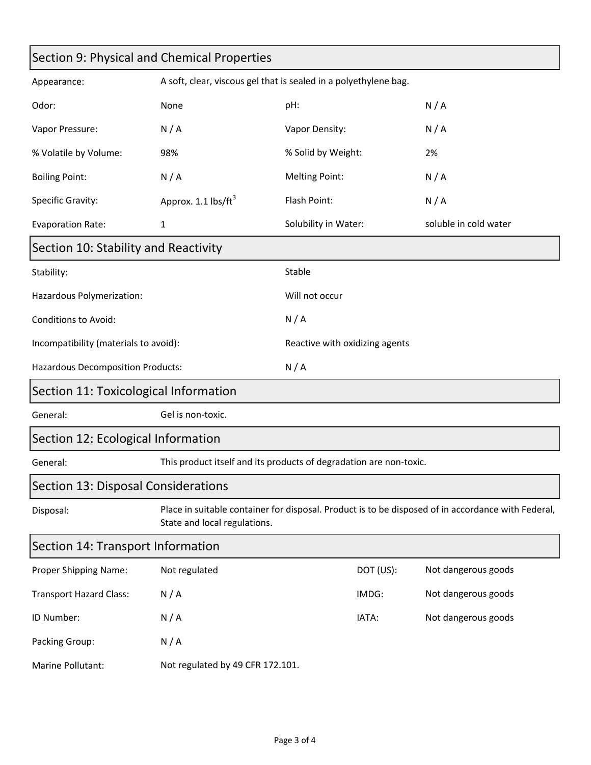## Section 9: Physical and Chemical Properties

| | | | |
|---|---|---|---|
| Appearance: | A soft, clear, viscous gel that is sealed in a polyethylene bag. | | |
| Odor: | None | pH: | N / A |
| Vapor Pressure: | N / A | Vapor Density: | N / A |
| % Volatile by Volume: | 98% | % Solid by Weight: | 2% |
| Boiling Point: | N / A | Melting Point: | N / A |
| Specific Gravity: | Approx. 1.1 $lbs/ft^3$ | Flash Point: | N / A |
| Evaporation Rate: | 1 | Solubility in Water: | soluble in cold water |

## Section 10: Stability and Reactivity

| | |
|---|---|
| Stability: | Stable |
| Hazardous Polymerization: | Will not occur |
| Conditions to Avoid: | N / A |
| Incompatibility (materials to avoid): | Reactive with oxidizing agents |
| Hazardous Decomposition Products: | N / A |

## Section 11: Toxicological Information

General: Gel is non-toxic.

## Section 12: Ecological Information

General: This product itself and its products of degradation are non-toxic.

## Section 13: Disposal Considerations

Disposal: Place in suitable container for disposal. Product is to be disposed of in accordance with Federal, State and local regulations.

## Section 14: Transport Information

| | | | |
|---|---|---|---|
| Proper Shipping Name: | Not regulated | DOT (US): | Not dangerous goods |
| Transport Hazard Class: | N / A | IMDG: | Not dangerous goods |
| ID Number: | N / A | IATA: | Not dangerous goods |
| Packing Group: | N / A | | |
| Marine Pollutant: | Not regulated by 49 CFR 172.101. | | |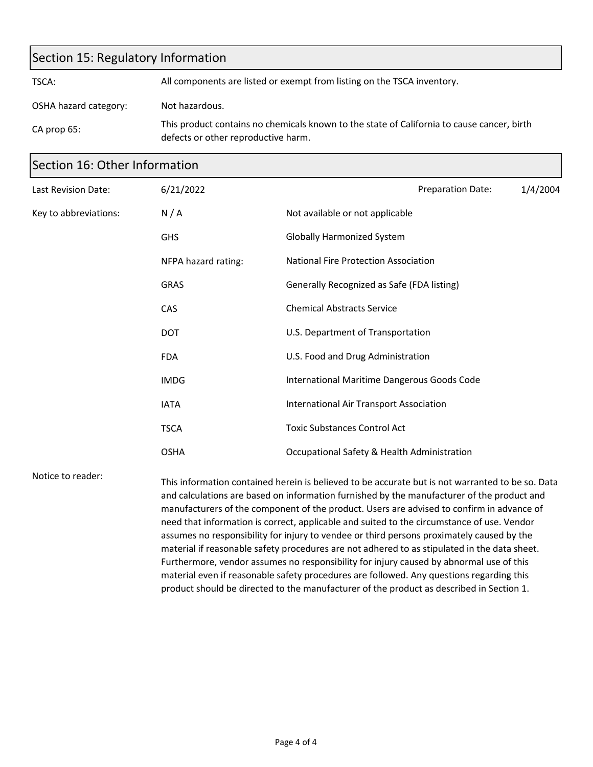## Section 15: Regulatory Information

| | |
|---|---|
| TSCA: | All components are listed or exempt from listing on the TSCA inventory. |
| OSHA hazard category: | Not hazardous. |
| CA prop 65: | This product contains no chemicals known to the state of California to cause cancer, birth defects or other reproductive harm. |

## Section 16: Other Information

| | | | |
|---|---|---|---|
| Last Revision Date: | 6/21/2022 | Preparation Date: | 1/4/2004 |

| | | |
|---|---|---|
| Key to abbreviations: | N / A | Not available or not applicable |
| | GHS | Globally Harmonized System |
| | NFPA hazard rating: | National Fire Protection Association |
| | GRAS | Generally Recognized as Safe (FDA listing) |
| | CAS | Chemical Abstracts Service |
| | DOT | U.S. Department of Transportation |
| | FDA | U.S. Food and Drug Administration |
| | IMDG | International Maritime Dangerous Goods Code |
| | IATA | International Air Transport Association |
| | TSCA | Toxic Substances Control Act |
| | OSHA | Occupational Safety & Health Administration |

Notice to reader:

This information contained herein is believed to be accurate but is not warranted to be so. Data and calculations are based on information furnished by the manufacturer of the product and manufacturers of the component of the product. Users are advised to confirm in advance of need that information is correct, applicable and suited to the circumstance of use. Vendor assumes no responsibility for injury to vendee or third persons proximately caused by the material if reasonable safety procedures are not adhered to as stipulated in the data sheet. Furthermore, vendor assumes no responsibility for injury caused by abnormal use of this material even if reasonable safety procedures are followed. Any questions regarding this product should be directed to the manufacturer of the product as described in Section 1.